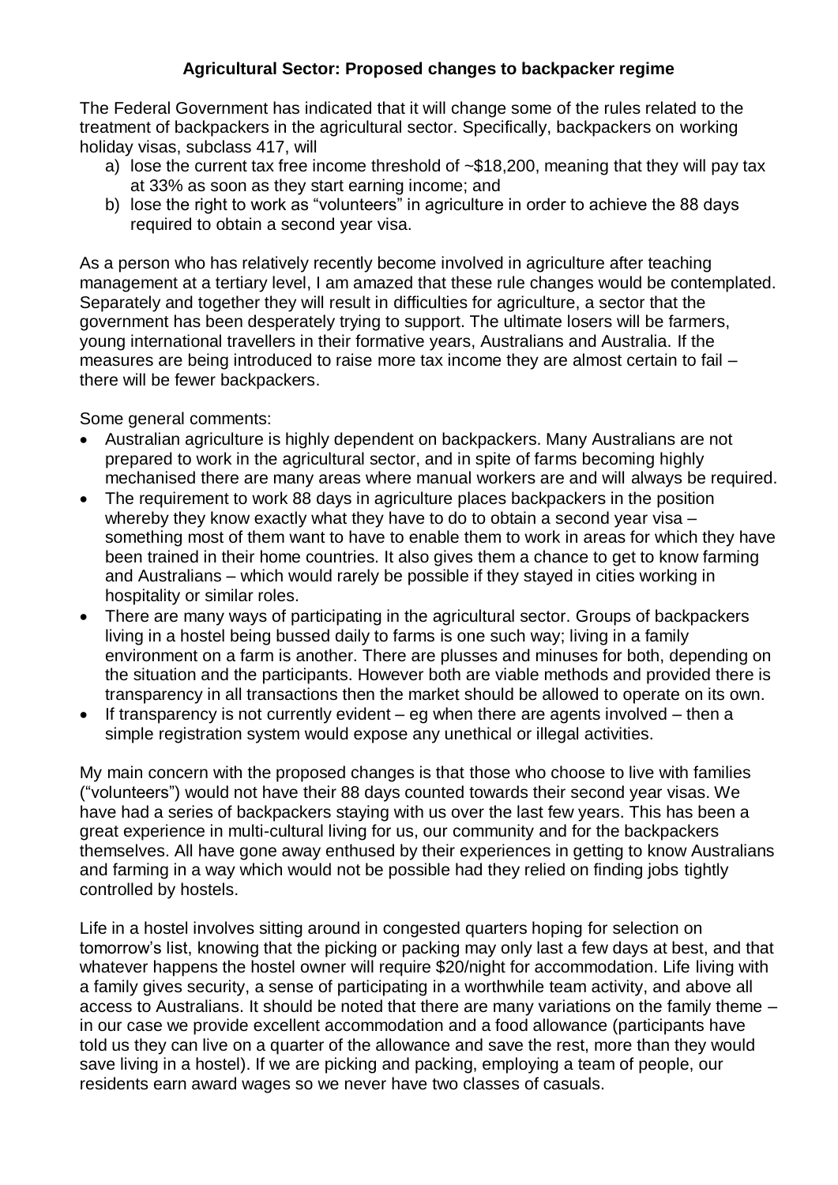**Agricultural Sector: Proposed changes to backpacker regime**

The Federal Government has indicated that it will change some of the rules related to the treatment of backpackers in the agricultural sector. Specifically, backpackers on working holiday visas, subclass 417, will

a) lose the current tax free income threshold of ~$18,200, meaning that they will pay tax at 33% as soon as they start earning income; and
b) lose the right to work as "volunteers" in agriculture in order to achieve the 88 days required to obtain a second year visa.

As a person who has relatively recently become involved in agriculture after teaching management at a tertiary level, I am amazed that these rule changes would be contemplated. Separately and together they will result in difficulties for agriculture, a sector that the government has been desperately trying to support. The ultimate losers will be farmers, young international travellers in their formative years, Australians and Australia. If the measures are being introduced to raise more tax income they are almost certain to fail – there will be fewer backpackers.

Some general comments:

- Australian agriculture is highly dependent on backpackers. Many Australians are not prepared to work in the agricultural sector, and in spite of farms becoming highly mechanised there are many areas where manual workers are and will always be required.
- The requirement to work 88 days in agriculture places backpackers in the position whereby they know exactly what they have to do to obtain a second year visa – something most of them want to have to enable them to work in areas for which they have been trained in their home countries. It also gives them a chance to get to know farming and Australians – which would rarely be possible if they stayed in cities working in hospitality or similar roles.
- There are many ways of participating in the agricultural sector. Groups of backpackers living in a hostel being bussed daily to farms is one such way; living in a family environment on a farm is another. There are plusses and minuses for both, depending on the situation and the participants. However both are viable methods and provided there is transparency in all transactions then the market should be allowed to operate on its own.
- If transparency is not currently evident – eg when there are agents involved – then a simple registration system would expose any unethical or illegal activities.

My main concern with the proposed changes is that those who choose to live with families ("volunteers") would not have their 88 days counted towards their second year visas. We have had a series of backpackers staying with us over the last few years. This has been a great experience in multi-cultural living for us, our community and for the backpackers themselves. All have gone away enthused by their experiences in getting to know Australians and farming in a way which would not be possible had they relied on finding jobs tightly controlled by hostels.

Life in a hostel involves sitting around in congested quarters hoping for selection on tomorrow's list, knowing that the picking or packing may only last a few days at best, and that whatever happens the hostel owner will require $20/night for accommodation. Life living with a family gives security, a sense of participating in a worthwhile team activity, and above all access to Australians. It should be noted that there are many variations on the family theme – in our case we provide excellent accommodation and a food allowance (participants have told us they can live on a quarter of the allowance and save the rest, more than they would save living in a hostel). If we are picking and packing, employing a team of people, our residents earn award wages so we never have two classes of casuals.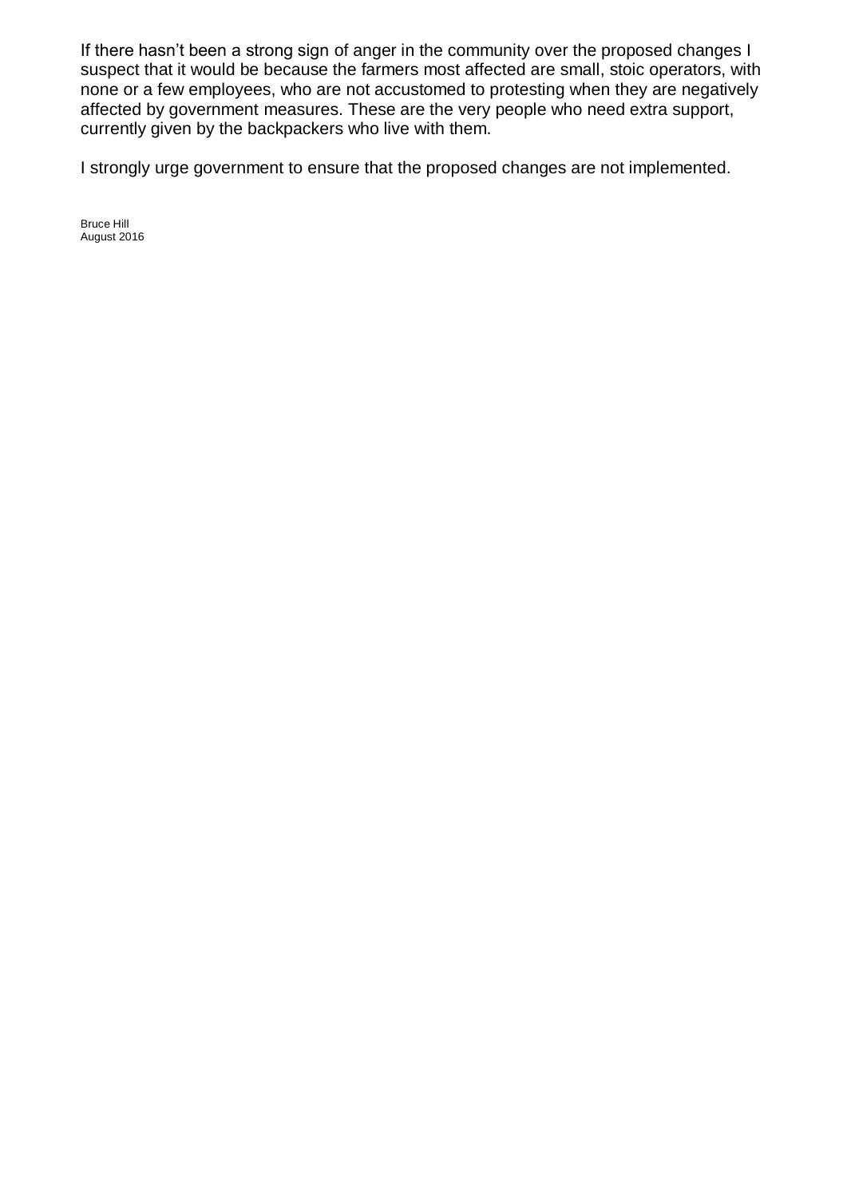If there hasn’t been a strong sign of anger in the community over the proposed changes I suspect that it would be because the farmers most affected are small, stoic operators, with none or a few employees, who are not accustomed to protesting when they are negatively affected by government measures. These are the very people who need extra support, currently given by the backpackers who live with them.

I strongly urge government to ensure that the proposed changes are not implemented.

Bruce Hill
August 2016